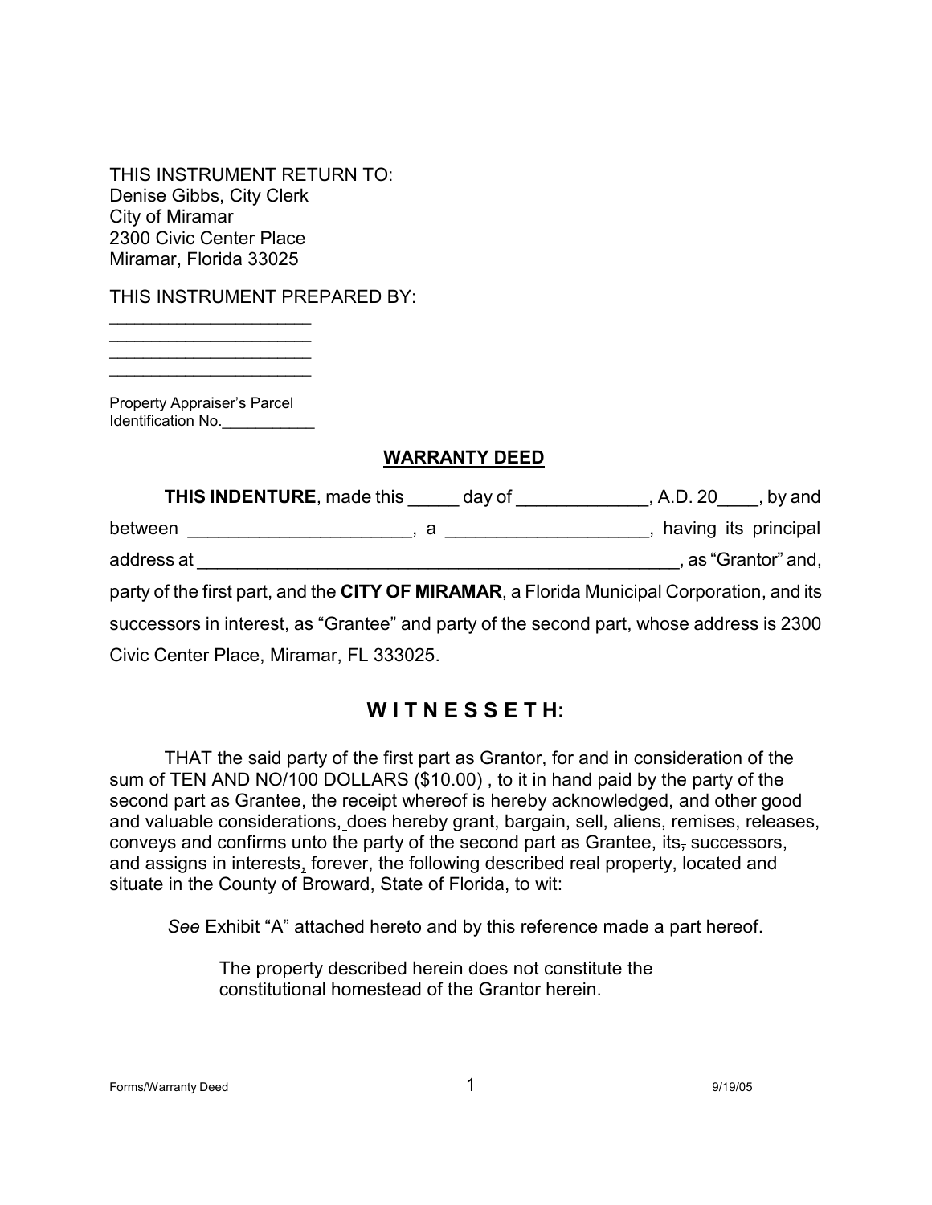THIS INSTRUMENT RETURN TO:
Denise Gibbs, City Clerk
City of Miramar
2300 Civic Center Place
Miramar, Florida 33025

THIS INSTRUMENT PREPARED BY:
______________________
______________________
______________________
______________________

Property Appraiser's Parcel
Identification No.___________

## WARRANTY DEED

**THIS INDENTURE**, made this _____ day of _____________, A.D. 20____, by and between ______________________, a ____________________, having its principal address at __________________________________________________, as "Grantor" and, party of the first part, and the **CITY OF MIRAMAR**, a Florida Municipal Corporation, and its successors in interest, as "Grantee" and party of the second part, whose address is 2300 Civic Center Place, Miramar, FL 333025.

## W I T N E S S E T H:

THAT the said party of the first part as Grantor, for and in consideration of the sum of TEN AND NO/100 DOLLARS ($10.00) , to it in hand paid by the party of the second part as Grantee, the receipt whereof is hereby acknowledged, and other good and valuable considerations, does hereby grant, bargain, sell, aliens, remises, releases, conveys and confirms unto the party of the second part as Grantee, its, successors, and assigns in interests, forever, the following described real property, located and situate in the County of Broward, State of Florida, to wit:

*See* Exhibit "A" attached hereto and by this reference made a part hereof.

The property described herein does not constitute the constitutional homestead of the Grantor herein.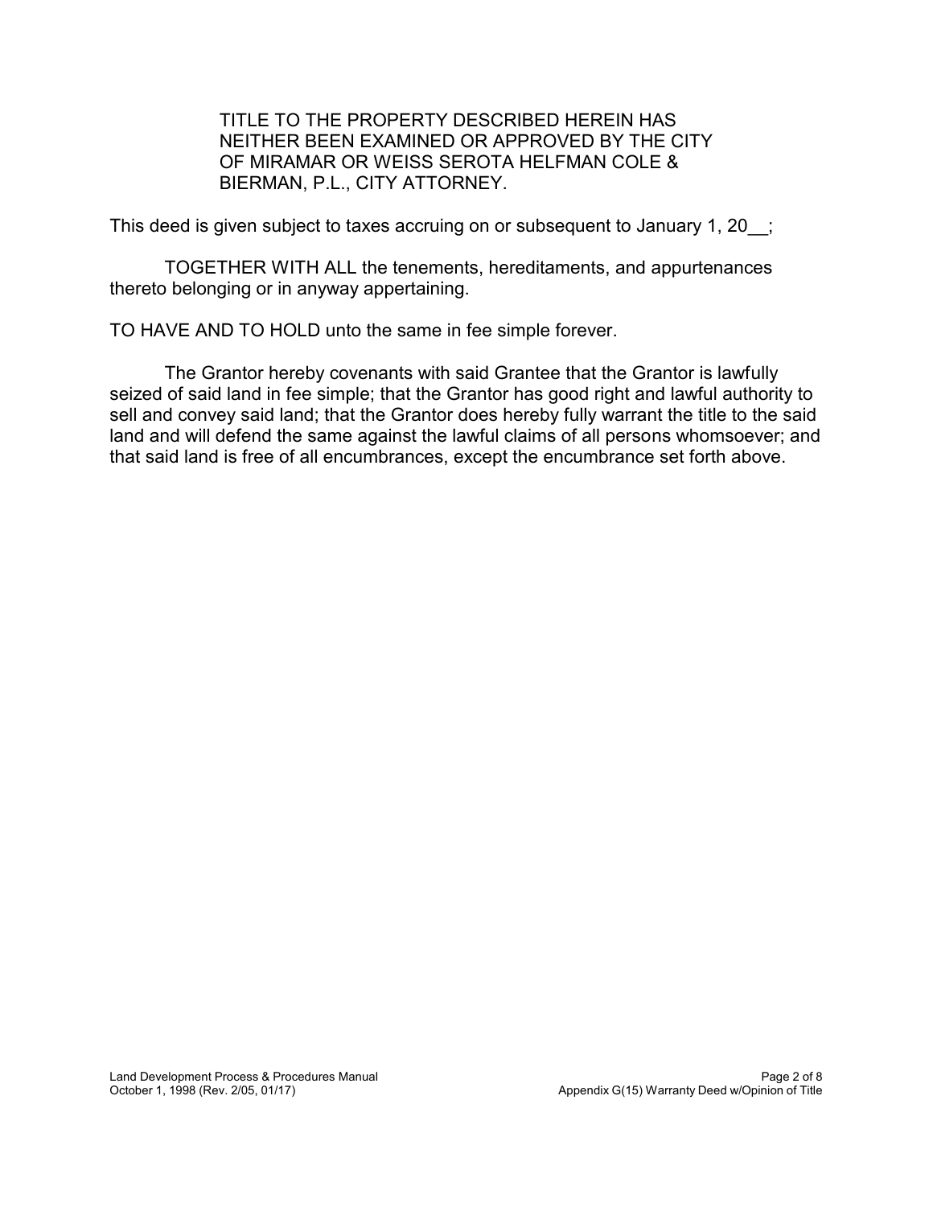TITLE TO THE PROPERTY DESCRIBED HEREIN HAS NEITHER BEEN EXAMINED OR APPROVED BY THE CITY OF MIRAMAR OR WEISS SEROTA HELFMAN COLE & BIERMAN, P.L., CITY ATTORNEY.

This deed is given subject to taxes accruing on or subsequent to January 1, 20__;

TOGETHER WITH ALL the tenements, hereditaments, and appurtenances thereto belonging or in anyway appertaining.

TO HAVE AND TO HOLD unto the same in fee simple forever.

The Grantor hereby covenants with said Grantee that the Grantor is lawfully seized of said land in fee simple; that the Grantor has good right and lawful authority to sell and convey said land; that the Grantor does hereby fully warrant the title to the said land and will defend the same against the lawful claims of all persons whomsoever; and that said land is free of all encumbrances, except the encumbrance set forth above.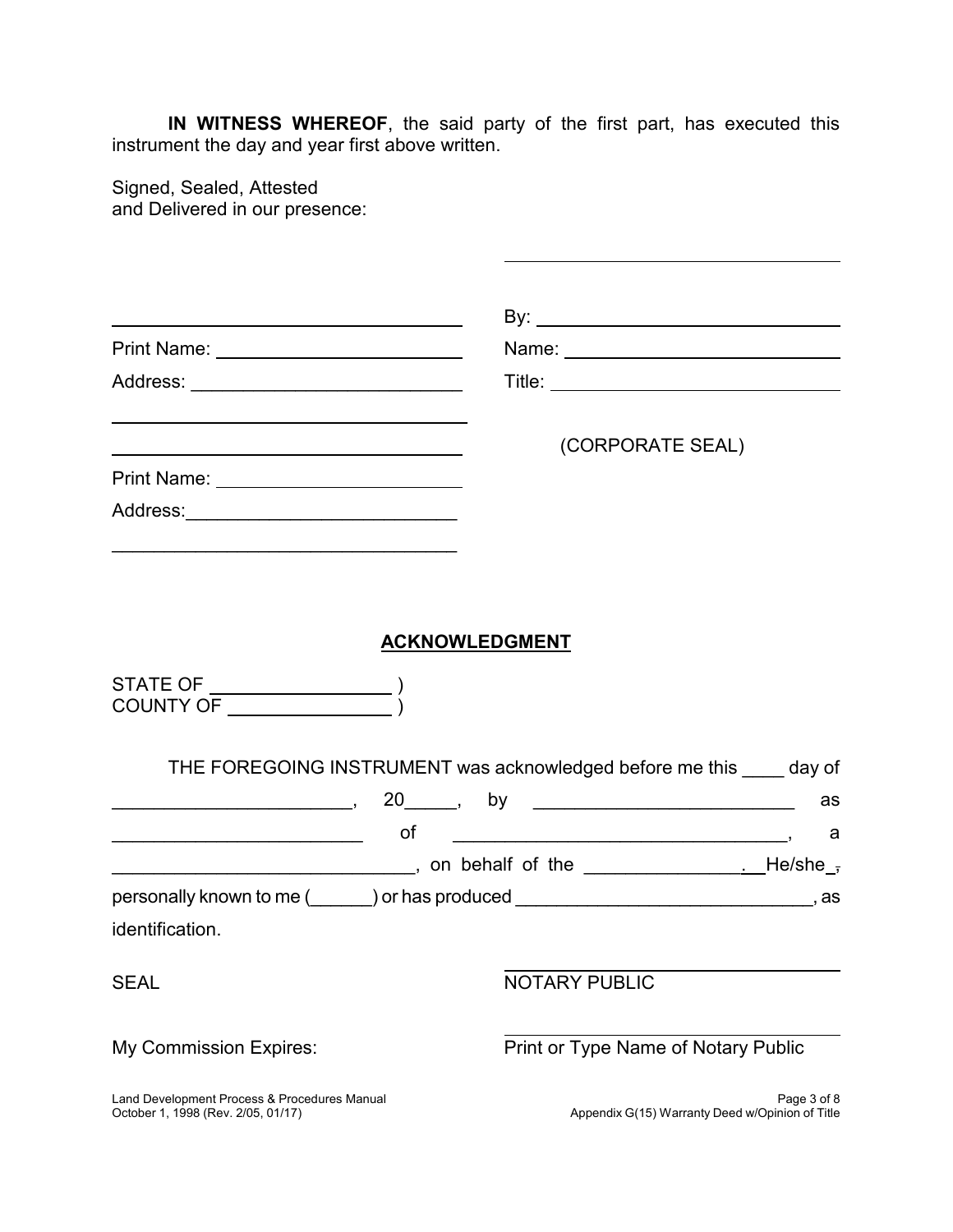**IN WITNESS WHEREOF**, the said party of the first part, has executed this instrument the day and year first above written.

Signed, Sealed, Attested
and Delivered in our presence:

\_\_\_\_\_\_\_\_\_\_\_\_\_\_\_\_\_\_\_\_\_\_\_\_\_\_\_\_\_\_\_\_\_\_\_

By: \_\_\_\_\_\_\_\_\_\_\_\_\_\_\_\_\_\_\_\_\_\_\_\_\_\_\_\_\_\_

Name: \_\_\_\_\_\_\_\_\_\_\_\_\_\_\_\_\_\_\_\_\_\_\_\_\_\_\_\_

Title: \_\_\_\_\_\_\_\_\_\_\_\_\_\_\_\_\_\_\_\_\_\_\_\_\_\_\_\_\_

(CORPORATE SEAL)

\_\_\_\_\_\_\_\_\_\_\_\_\_\_\_\_\_\_\_\_\_\_\_\_\_\_\_\_\_\_\_\_\_\_\_

Print Name: \_\_\_\_\_\_\_\_\_\_\_\_\_\_\_\_\_\_\_\_\_\_\_\_

Address: \_\_\_\_\_\_\_\_\_\_\_\_\_\_\_\_\_\_\_\_\_\_\_\_\_\_\_

\_\_\_\_\_\_\_\_\_\_\_\_\_\_\_\_\_\_\_\_\_\_\_\_\_\_\_\_\_\_\_\_\_\_\_

\_\_\_\_\_\_\_\_\_\_\_\_\_\_\_\_\_\_\_\_\_\_\_\_\_\_\_\_\_\_\_\_\_\_\_

Print Name: \_\_\_\_\_\_\_\_\_\_\_\_\_\_\_\_\_\_\_\_\_\_\_\_

Address: \_\_\_\_\_\_\_\_\_\_\_\_\_\_\_\_\_\_\_\_\_\_\_\_\_\_\_

\_\_\_\_\_\_\_\_\_\_\_\_\_\_\_\_\_\_\_\_\_\_\_\_\_\_\_\_\_\_\_\_\_\_\_

## ACKNOWLEDGMENT

STATE OF \_\_\_\_\_\_\_\_\_\_\_\_\_\_\_\_\_\_ )
COUNTY OF \_\_\_\_\_\_\_\_\_\_\_\_\_\_\_\_ )

THE FOREGOING INSTRUMENT was acknowledged before me this \_\_\_\_ day of \_\_\_\_\_\_\_\_\_\_\_\_\_\_\_\_\_\_\_\_\_\_\_, 20\_\_\_\_\_, by \_\_\_\_\_\_\_\_\_\_\_\_\_\_\_\_\_\_\_\_\_\_\_\_\_ as \_\_\_\_\_\_\_\_\_\_\_\_\_\_\_\_\_\_\_\_\_\_\_\_ of \_\_\_\_\_\_\_\_\_\_\_\_\_\_\_\_\_\_\_\_\_\_\_\_\_\_\_\_\_\_\_\_\_, a \_\_\_\_\_\_\_\_\_\_\_\_\_\_\_\_\_\_\_\_\_\_\_\_\_\_\_\_\_\_, on behalf of the \_\_\_\_\_\_\_\_\_\_\_\_\_\_\_. He/she is personally known to me (\_\_\_\_\_\_) or has produced \_\_\_\_\_\_\_\_\_\_\_\_\_\_\_\_\_\_\_\_\_\_\_\_\_\_\_\_\_, as identification.

SEAL

\_\_\_\_\_\_\_\_\_\_\_\_\_\_\_\_\_\_\_\_\_\_\_\_\_\_\_\_\_\_\_\_\_\_\_
NOTARY PUBLIC

My Commission Expires:

\_\_\_\_\_\_\_\_\_\_\_\_\_\_\_\_\_\_\_\_\_\_\_\_\_\_\_\_\_\_\_\_\_\_\_
Print or Type Name of Notary Public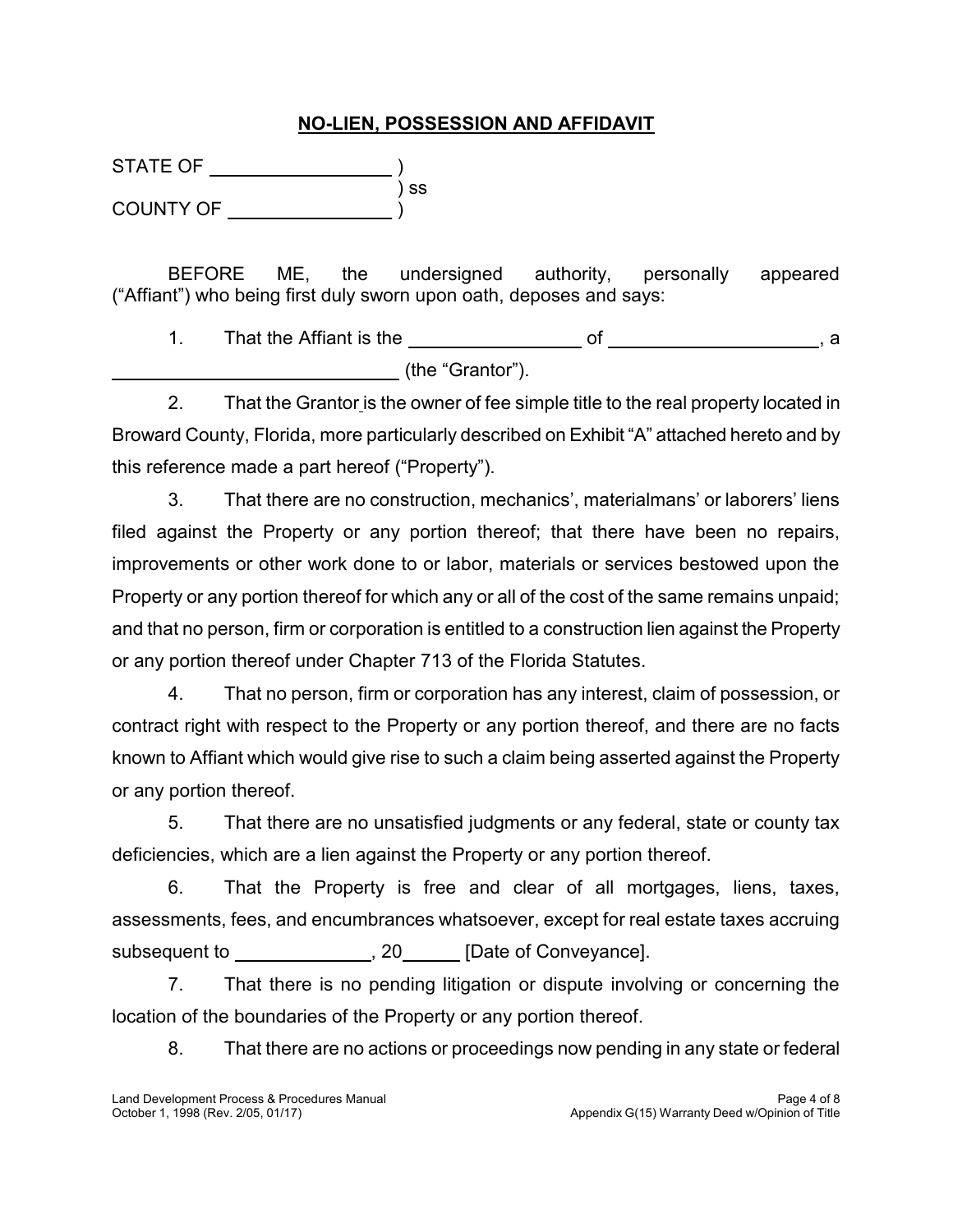## NO-LIEN, POSSESSION AND AFFIDAVIT

STATE OF ________________ )
) ss
COUNTY OF ______________ )

BEFORE ME, the undersigned authority, personally appeared ("Affiant") who being first duly sworn upon oath, deposes and says:

1. That the Affiant is the ______________ of __________________, a __________________________ (the "Grantor").

2. That the Grantor is the owner of fee simple title to the real property located in Broward County, Florida, more particularly described on Exhibit "A" attached hereto and by this reference made a part hereof ("Property").

3. That there are no construction, mechanics', materialmans' or laborers' liens filed against the Property or any portion thereof; that there have been no repairs, improvements or other work done to or labor, materials or services bestowed upon the Property or any portion thereof for which any or all of the cost of the same remains unpaid; and that no person, firm or corporation is entitled to a construction lien against the Property or any portion thereof under Chapter 713 of the Florida Statutes.

4. That no person, firm or corporation has any interest, claim of possession, or contract right with respect to the Property or any portion thereof, and there are no facts known to Affiant which would give rise to such a claim being asserted against the Property or any portion thereof.

5. That there are no unsatisfied judgments or any federal, state or county tax deficiencies, which are a lien against the Property or any portion thereof.

6. That the Property is free and clear of all mortgages, liens, taxes, assessments, fees, and encumbrances whatsoever, except for real estate taxes accruing subsequent to ____________, 20_____ [Date of Conveyance].

7. That there is no pending litigation or dispute involving or concerning the location of the boundaries of the Property or any portion thereof.

8. That there are no actions or proceedings now pending in any state or federal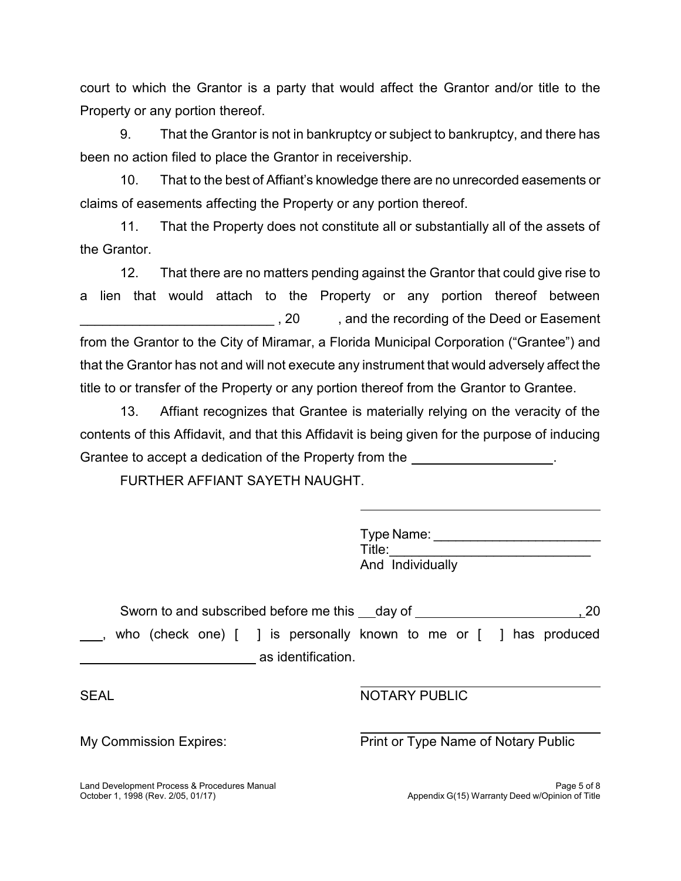court to which the Grantor is a party that would affect the Grantor and/or title to the Property or any portion thereof.

9. That the Grantor is not in bankruptcy or subject to bankruptcy, and there has been no action filed to place the Grantor in receivership.

10. That to the best of Affiant's knowledge there are no unrecorded easements or claims of easements affecting the Property or any portion thereof.

11. That the Property does not constitute all or substantially all of the assets of the Grantor.

12. That there are no matters pending against the Grantor that could give rise to a lien that would attach to the Property or any portion thereof between __________________________ , 20 , and the recording of the Deed or Easement from the Grantor to the City of Miramar, a Florida Municipal Corporation ("Grantee") and that the Grantor has not and will not execute any instrument that would adversely affect the title to or transfer of the Property or any portion thereof from the Grantor to Grantee.

13. Affiant recognizes that Grantee is materially relying on the veracity of the contents of this Affidavit, and that this Affidavit is being given for the purpose of inducing Grantee to accept a dedication of the Property from the ___________________.

FURTHER AFFIANT SAYETH NAUGHT.

___________________________________

Type Name: ______________________
Title:___________________________
And Individually

Sworn to and subscribed before me this __day of ______________________, 20 ___, who (check one) [ ] is personally known to me or [ ] has produced ________________________ as identification.

SEAL

___________________________________
NOTARY PUBLIC

My Commission Expires:

___________________________________
Print or Type Name of Notary Public

Land Development Process & Procedures Manual
October 1, 1998 (Rev. 2/05, 01/17)

Appendix G(15) Warranty Deed w/Opinion of Title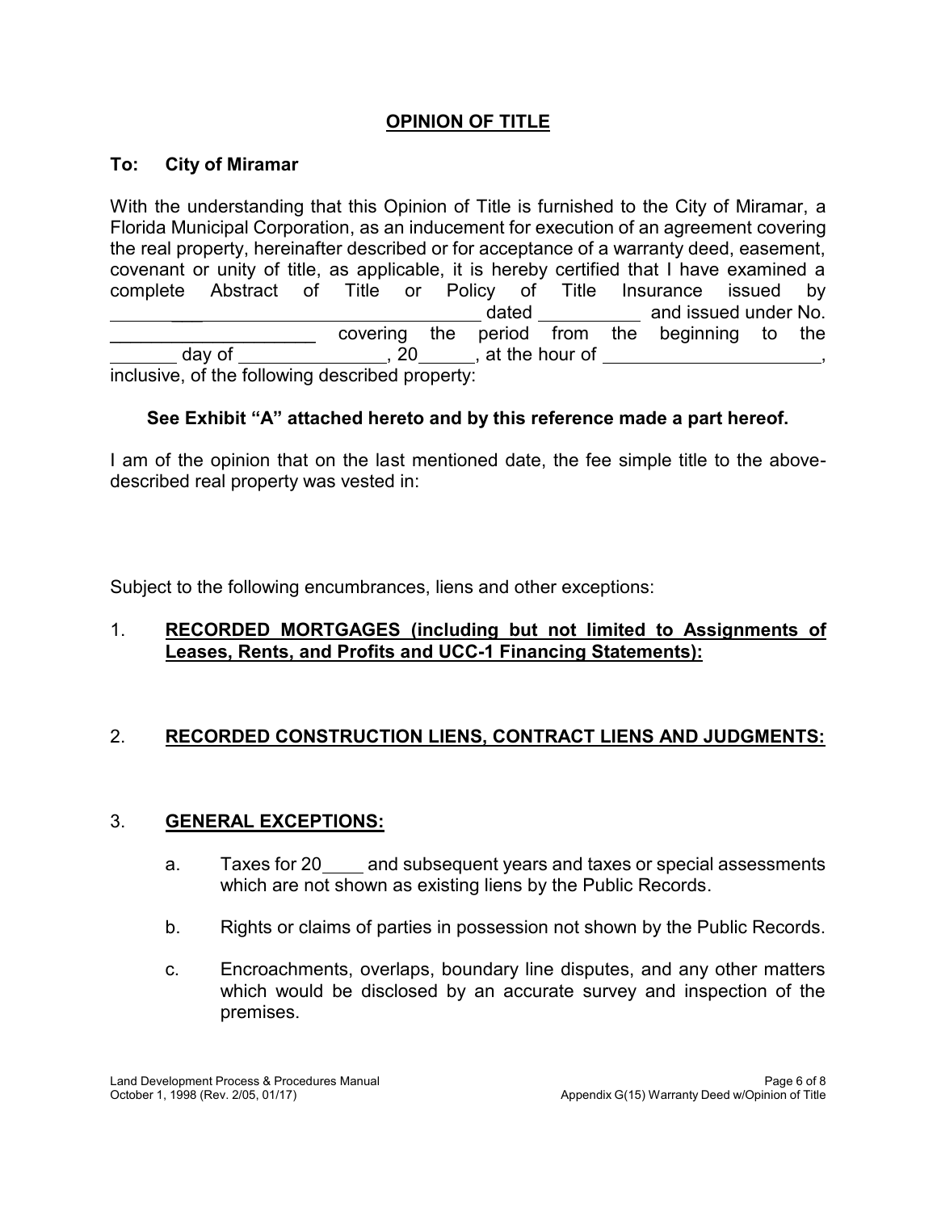# OPINION OF TITLE

**To: City of Miramar**

With the understanding that this Opinion of Title is furnished to the City of Miramar, a Florida Municipal Corporation, as an inducement for execution of an agreement covering the real property, hereinafter described or for acceptance of a warranty deed, easement, covenant or unity of title, as applicable, it is hereby certified that I have examined a complete Abstract of Title or Policy of Title Insurance issued by ______________________________ dated __________ and issued under No. ____________________ covering the period from the beginning to the _______ day of ______________, 20______, at the hour of ______________________, inclusive, of the following described property:

**See Exhibit "A" attached hereto and by this reference made a part hereof.**

I am of the opinion that on the last mentioned date, the fee simple title to the above-described real property was vested in:

Subject to the following encumbrances, liens and other exceptions:

1. **RECORDED MORTGAGES (including but not limited to Assignments of Leases, Rents, and Profits and UCC-1 Financing Statements):**

2. **RECORDED CONSTRUCTION LIENS, CONTRACT LIENS AND JUDGMENTS:**

3. **GENERAL EXCEPTIONS:**

   a. Taxes for 20____ and subsequent years and taxes or special assessments which are not shown as existing liens by the Public Records.

   b. Rights or claims of parties in possession not shown by the Public Records.

   c. Encroachments, overlaps, boundary line disputes, and any other matters which would be disclosed by an accurate survey and inspection of the premises.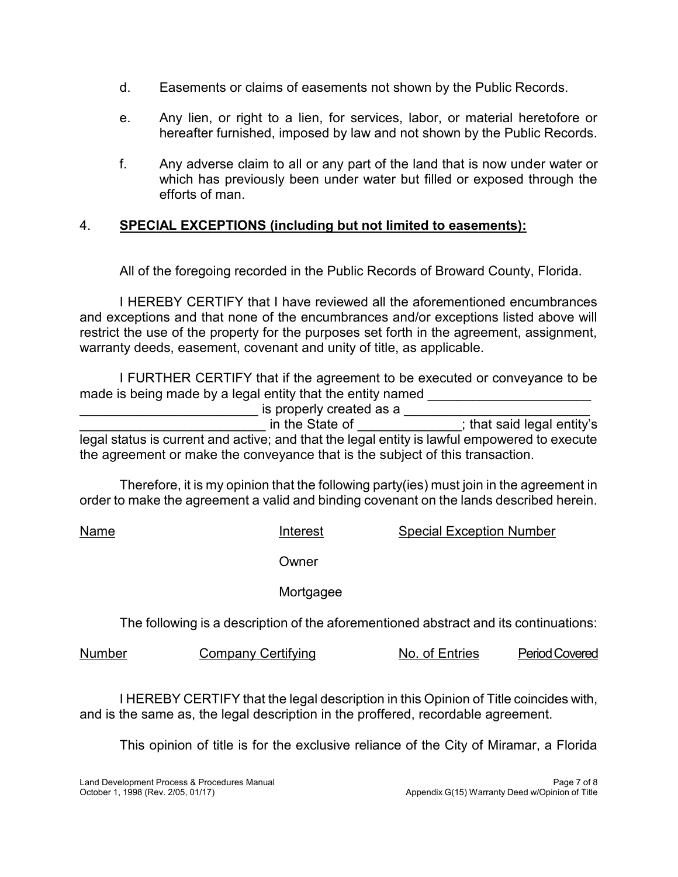d. Easements or claims of easements not shown by the Public Records.

e. Any lien, or right to a lien, for services, labor, or material heretofore or hereafter furnished, imposed by law and not shown by the Public Records.

f. Any adverse claim to all or any part of the land that is now under water or which has previously been under water but filled or exposed through the efforts of man.

4. **SPECIAL EXCEPTIONS (including but not limited to easements):**

All of the foregoing recorded in the Public Records of Broward County, Florida.

I HEREBY CERTIFY that I have reviewed all the aforementioned encumbrances and exceptions and that none of the encumbrances and/or exceptions listed above will restrict the use of the property for the purposes set forth in the agreement, assignment, warranty deeds, easement, covenant and unity of title, as applicable.

I FURTHER CERTIFY that if the agreement to be executed or conveyance to be made is being made by a legal entity that the entity named ______________________ ________________________ is properly created as a _________________________ _________________________ in the State of ______________; that said legal entity's legal status is current and active; and that the legal entity is lawful empowered to execute the agreement or make the conveyance that is the subject of this transaction.

Therefore, it is my opinion that the following party(ies) must join in the agreement in order to make the agreement a valid and binding covenant on the lands described herein.

| Name | Interest | Special Exception Number |
|---|---|---|
| | Owner | |
| | Mortgagee | |

The following is a description of the aforementioned abstract and its continuations:

| Number | Company Certifying | No. of Entries | Period Covered |
|---|---|---|---|

I HEREBY CERTIFY that the legal description in this Opinion of Title coincides with, and is the same as, the legal description in the proffered, recordable agreement.

This opinion of title is for the exclusive reliance of the City of Miramar, a Florida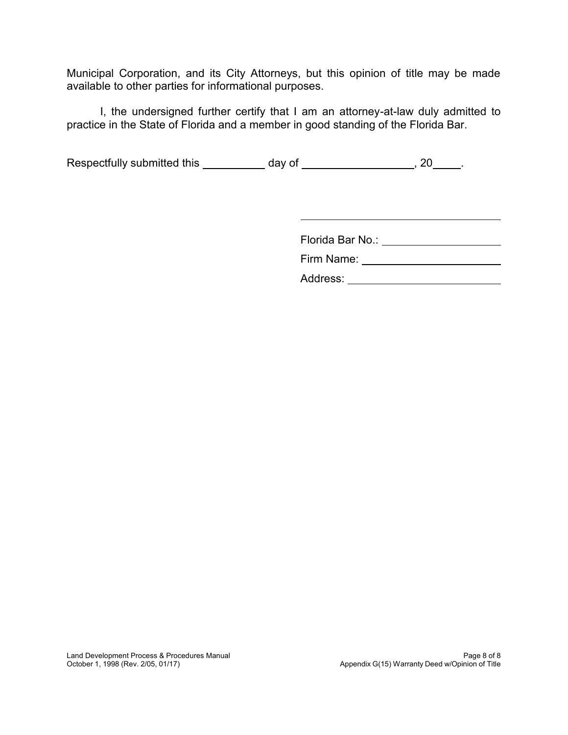Municipal Corporation, and its City Attorneys, but this opinion of title may be made available to other parties for informational purposes.

I, the undersigned further certify that I am an attorney-at-law duly admitted to practice in the State of Florida and a member in good standing of the Florida Bar.

Respectfully submitted this __________ day of __________________, 20_____.

____________________________________

Florida Bar No.: ____________________

Firm Name: ________________________

Address: ___________________________